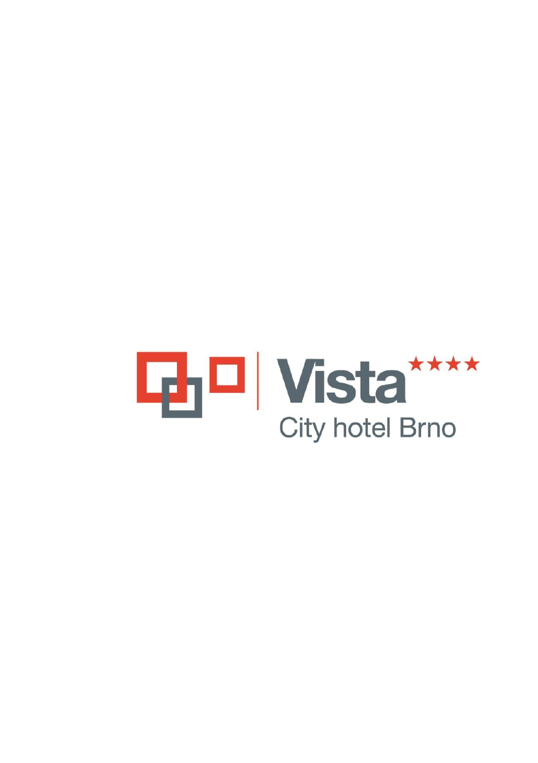# Vista ★★★★

City hotel Brno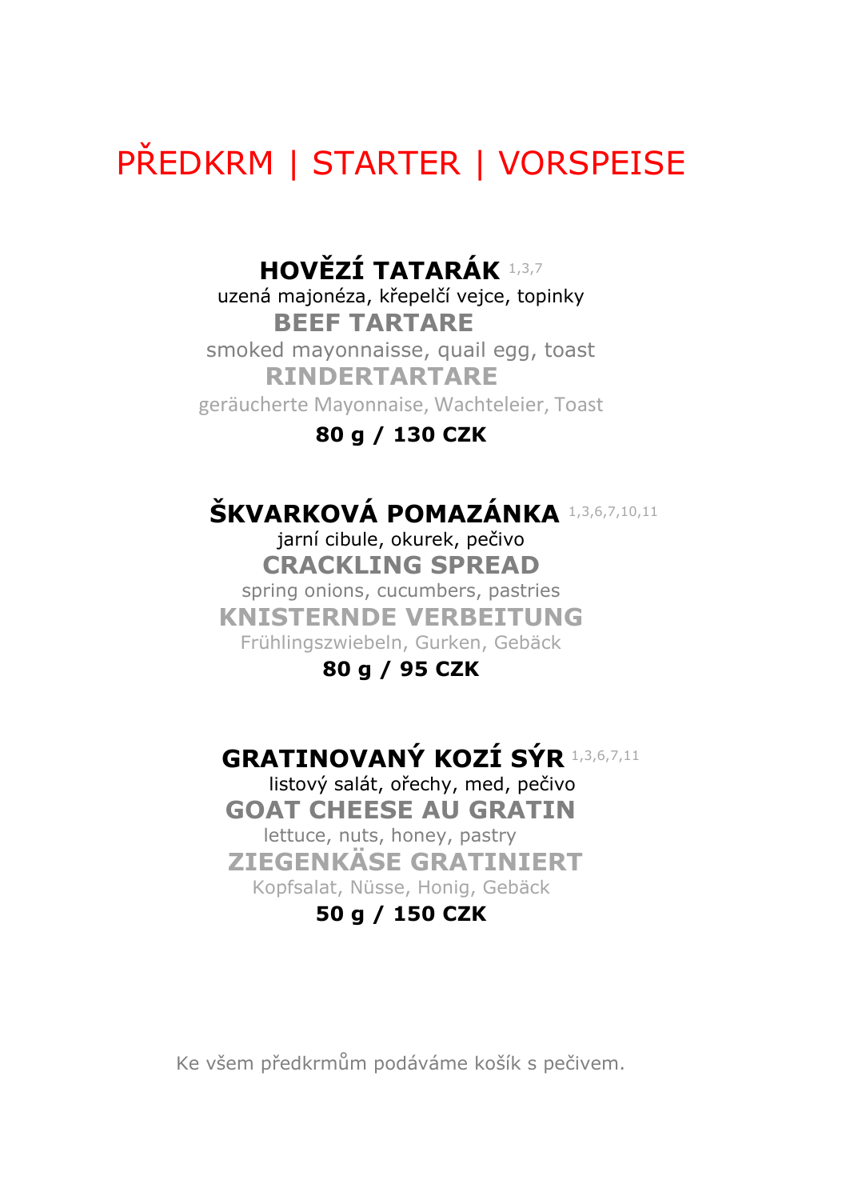# PŘEDKRM | STARTER | VORSPEISE

### HOVĚZÍ TATARÁK [1,3,7]

uzená majonéza, křepelčí vejce, topinky

**BEEF TARTARE**

smoked mayonnaisse, quail egg, toast

**RINDERTARTARE**

geräucherte Mayonnaise, Wachteleier, Toast

**80 g / 130 CZK**

### ŠKVARKOVÁ POMAZÁNKA [1,3,6,7,10,11]

jarní cibule, okurek, pečivo

**CRACKLING SPREAD**

spring onions, cucumbers, pastries

**KNISTERNDE VERBEITUNG**

Frühlingszwiebeln, Gurken, Gebäck

**80 g / 95 CZK**

### GRATINOVANÝ KOZÍ SÝR [1,3,6,7,11]

listový salát, ořechy, med, pečivo

**GOAT CHEESE AU GRATIN**

lettuce, nuts, honey, pastry

**ZIEGENKÄSE GRATINIERT**

Kopfsalat, Nüsse, Honig, Gebäck

**50 g / 150 CZK**

Ke všem předkrmům podáváme košík s pečivem.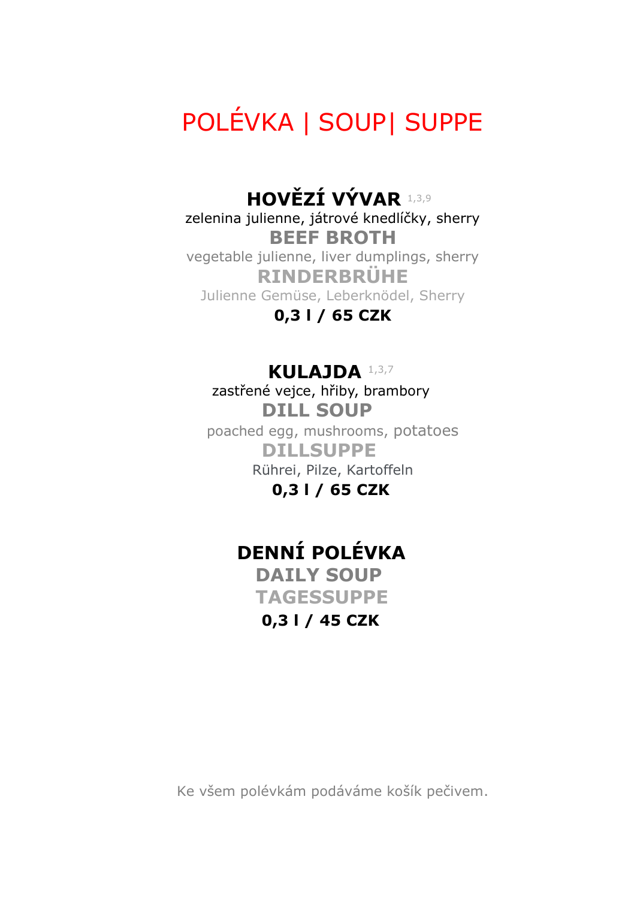# POLÉVKA | SOUP| SUPPE

## HOVĚZÍ VÝVAR 1,3,9

zelenina julienne, játrové knedlíčky, sherry

**BEEF BROTH**

vegetable julienne, liver dumplings, sherry

**RINDERBRÜHE**

Julienne Gemüse, Leberknödel, Sherry

**0,3 l / 65 CZK**

## KULAJDA 1,3,7

zastřené vejce, hřiby, brambory

**DILL SOUP**

poached egg, mushrooms, potatoes

**DILLSUPPE**

Rührei, Pilze, Kartoffeln

**0,3 l / 65 CZK**

## DENNÍ POLÉVKA

**DAILY SOUP**

**TAGESSUPPE**

**0,3 l / 45 CZK**

Ke všem polévkám podáváme košík pečivem.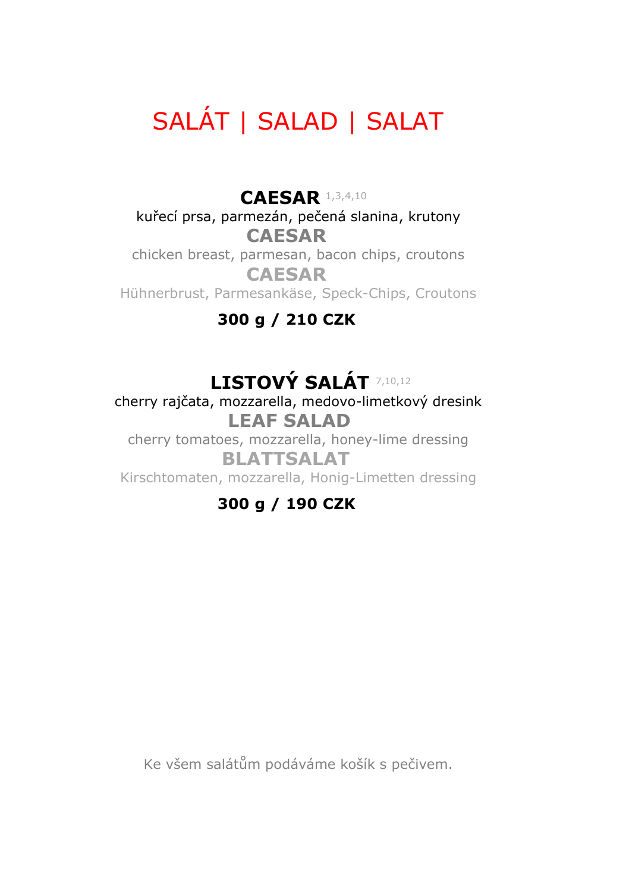# SALÁT | SALAD | SALAT

**CAESAR** 1,3,4,10

kuřecí prsa, parmezán, pečená slanina, krutony

**CAESAR**

chicken breast, parmesan, bacon chips, croutons

**CAESAR**

Hühnerbrust, Parmesankäse, Speck-Chips, Croutons

**300 g / 210 CZK**

**LISTOVÝ SALÁT** 7,10,12

cherry rajčata, mozzarella, medovo-limetkový dresink

**LEAF SALAD**

cherry tomatoes, mozzarella, honey-lime dressing

**BLATTSALAT**

Kirschtomaten, mozzarella, Honig-Limetten dressing

**300 g / 190 CZK**

Ke všem salátům podáváme košík s pečivem.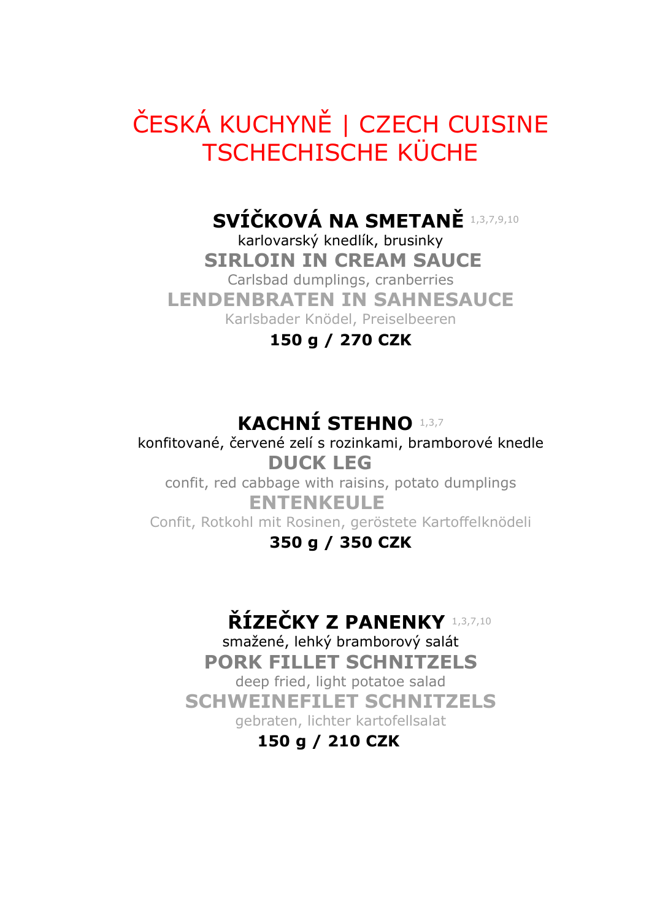# ČESKÁ KUCHYNĚ | CZECH CUISINE TSCHECHISCHE KÜCHE

**SVÍČKOVÁ NA SMETANĚ** 1,3,7,9,10

karlovarský knedlík, brusinky

**SIRLOIN IN CREAM SAUCE**

Carlsbad dumplings, cranberries

**LENDENBRATEN IN SAHNESAUCE**

Karlsbader Knödel, Preiselbeeren

**150 g / 270 CZK**

**KACHNÍ STEHNO** 1,3,7

konfitované, červené zelí s rozinkami, bramborové knedle

**DUCK LEG**

confit, red cabbage with raisins, potato dumplings

**ENTENKEULE**

Confit, Rotkohl mit Rosinen, geröstete Kartoffelknödeli

**350 g / 350 CZK**

**ŘÍZEČKY Z PANENKY** 1,3,7,10

smažené, lehký bramborový salát

**PORK FILLET SCHNITZELS**

deep fried, light potatoe salad

**SCHWEINEFILET SCHNITZELS**

gebraten, lichter kartofellsalat

**150 g / 210 CZK**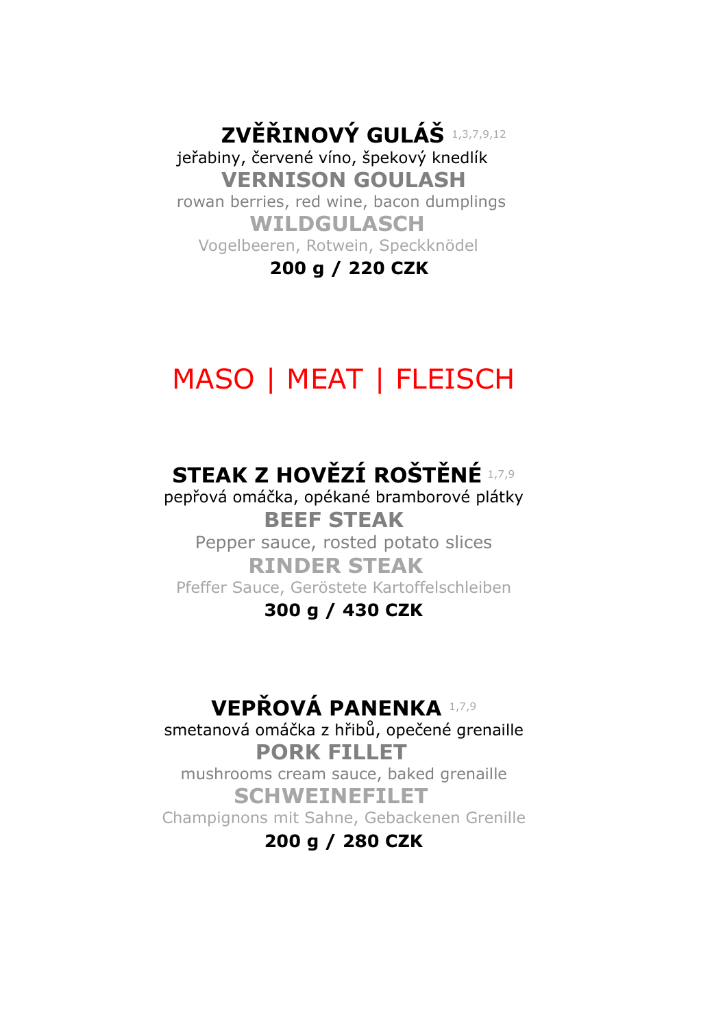### ZVĚŘINOVÝ GULÁŠ 1,3,7,9,12

jeřabiny, červené víno, špekový knedlík

**VERNISON GOULASH**

rowan berries, red wine, bacon dumplings

**WILDGULASCH**

Vogelbeeren, Rotwein, Speckknödel

**200 g / 220 CZK**

## MASO | MEAT | FLEISCH

### STEAK Z HOVĚZÍ ROŠTĚNÉ 1,7,9

pepřová omáčka, opékané bramborové plátky

**BEEF STEAK**

Pepper sauce, rosted potato slices

**RINDER STEAK**

Pfeffer Sauce, Geröstete Kartoffelschleiben

**300 g / 430 CZK**

### VEPŘOVÁ PANENKA 1,7,9

smetanová omáčka z hřibů, opečené grenaille

**PORK FILLET**

mushrooms cream sauce, baked grenaille

**SCHWEINEFILET**

Champignons mit Sahne, Gebackenen Grenille

**200 g / 280 CZK**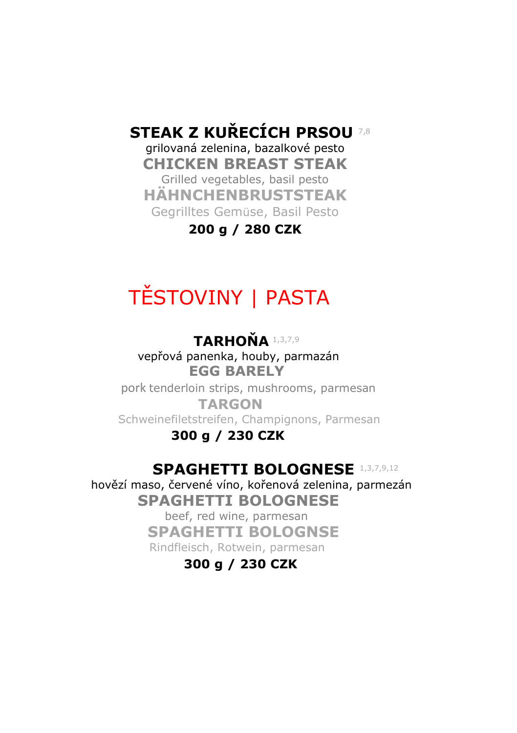**STEAK Z KUŘECÍCH PRSOU** 7,8
grilovaná zelenina, bazalkové pesto
**CHICKEN BREAST STEAK**
Grilled vegetables, basil pesto
**HÄHNCHENBRUSTSTEAK**
Gegrilltes Gemüse, Basil Pesto
**200 g / 280 CZK**

# TĚSTOVINY | PASTA

**TARHOŇA** 1,3,7,9
vepřová panenka, houby, parmazán
**EGG BARELY**
pork tenderloin strips, mushrooms, parmesan
**TARGON**
Schweinefiletstreifen, Champignons, Parmesan
**300 g / 230 CZK**

**SPAGHETTI BOLOGNESE** 1,3,7,9,12
hovězí maso, červené víno, kořenová zelenina, parmezán
**SPAGHETTI BOLOGNESE**
beef, red wine, parmesan
**SPAGHETTI BOLOGNSE**
Rindfleisch, Rotwein, parmesan
**300 g / 230 CZK**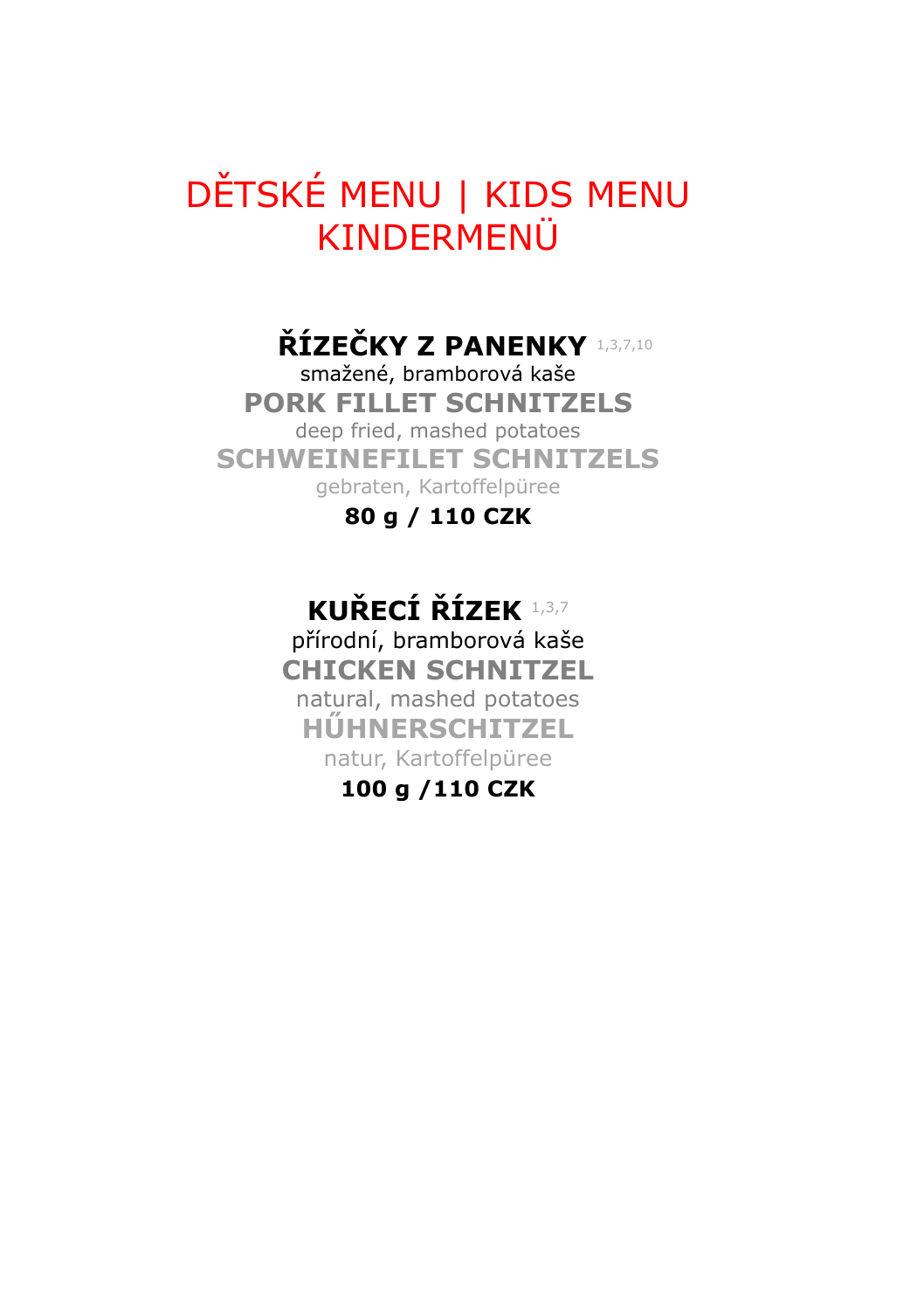# DĚTSKÉ MENU | KIDS MENU KINDERMENÜ

**ŘÍZEČKY Z PANENKY** 1,3,7,10
smažené, bramborová kaše
**PORK FILLET SCHNITZELS**
deep fried, mashed potatoes
**SCHWEINEFILET SCHNITZELS**
gebraten, Kartoffelpüree
**80 g / 110 CZK**

**KUŘECÍ ŘÍZEK** 1,3,7
přírodní, bramborová kaše
**CHICKEN SCHNITZEL**
natural, mashed potatoes
**HŰHNERSCHITZEL**
natur, Kartoffelpüree
**100 g /110 CZK**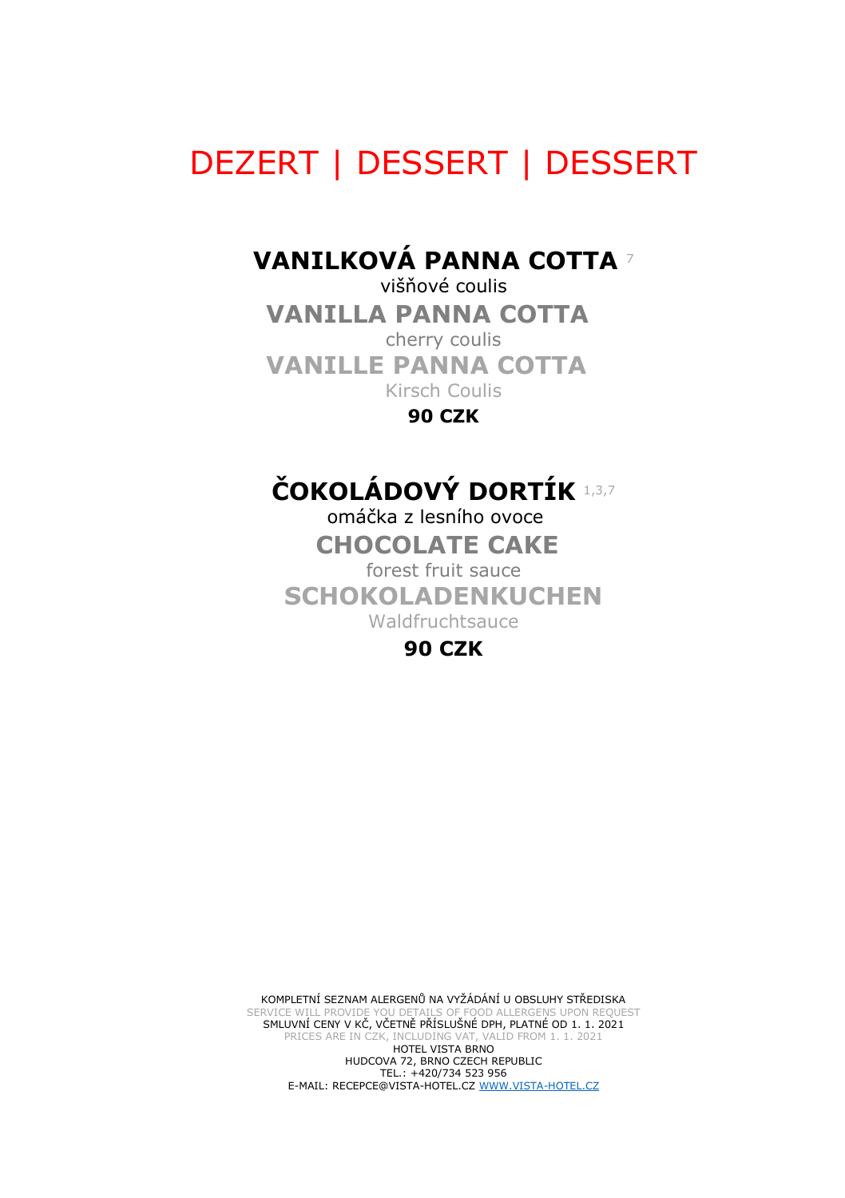# DEZERT | DESSERT | DESSERT

## VANILKOVÁ PANNA COTTA [7]

višňové coulis

## VANILLA PANNA COTTA

cherry coulis

## VANILLE PANNA COTTA

Kirsch Coulis

**90 CZK**

## ČOKOLÁDOVÝ DORTÍK [1,3,7]

omáčka z lesního ovoce

## CHOCOLATE CAKE

forest fruit sauce

## SCHOKOLADENKUCHEN

Waldfruchtsauce

**90 CZK**

KOMPLETNÍ SEZNAM ALERGENŮ NA VYŽÁDÁNÍ U OBSLUHY STŘEDISKA
SERVICE WILL PROVIDE YOU DETAILS OF FOOD ALLERGENS UPON REQUEST
SMLUVNÍ CENY V KČ, VČETNĚ PŘÍSLUŠNÉ DPH, PLATNÉ OD 1. 1. 2021
PRICES ARE IN CZK, INCLUDING VAT, VALID FROM 1. 1. 2021
HOTEL VISTA BRNO
HUDCOVA 72, BRNO CZECH REPUBLIC
TEL.: +420/734 523 956
E-MAIL: RECEPCE@VISTA-HOTEL.CZ WWW.VISTA-HOTEL.CZ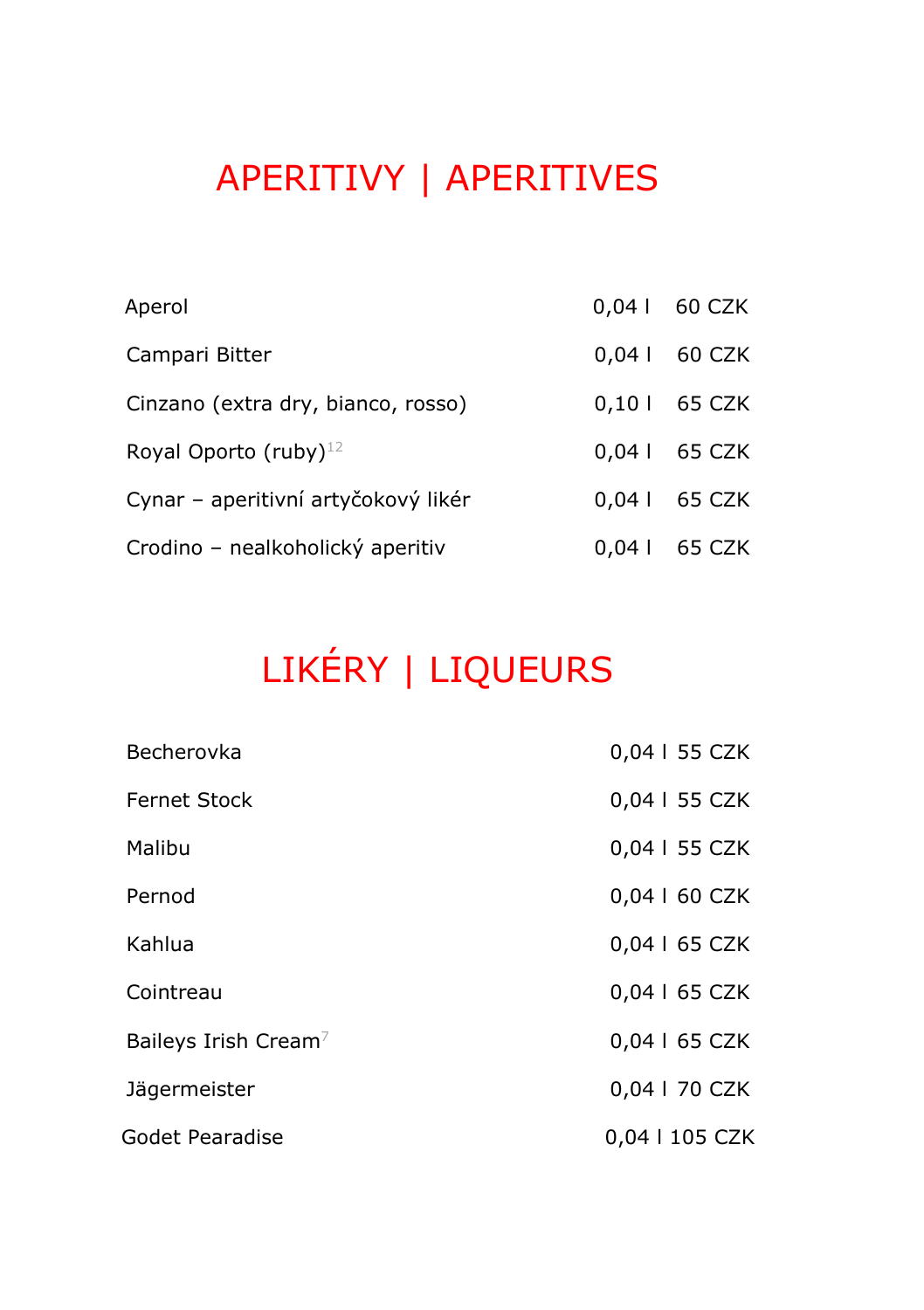# APERITIVY | APERITIVES

| | | |
|---|---|---|
| Aperol | 0,04 l | 60 CZK |
| Campari Bitter | 0,04 l | 60 CZK |
| Cinzano (extra dry, bianco, rosso) | 0,10 l | 65 CZK |
| Royal Oporto (ruby)[12] | 0,04 l | 65 CZK |
| Cynar – aperitivní artyčokový likér | 0,04 l | 65 CZK |
| Crodino – nealkoholický aperitiv | 0,04 l | 65 CZK |

# LIKÉRY | LIQUEURS

| | | |
|---|---|---|
| Becherovka | 0,04 l | 55 CZK |
| Fernet Stock | 0,04 l | 55 CZK |
| Malibu | 0,04 l | 55 CZK |
| Pernod | 0,04 l | 60 CZK |
| Kahlua | 0,04 l | 65 CZK |
| Cointreau | 0,04 l | 65 CZK |
| Baileys Irish Cream[7] | 0,04 l | 65 CZK |
| Jägermeister | 0,04 l | 70 CZK |
| Godet Pearadise | 0,04 l | 105 CZK |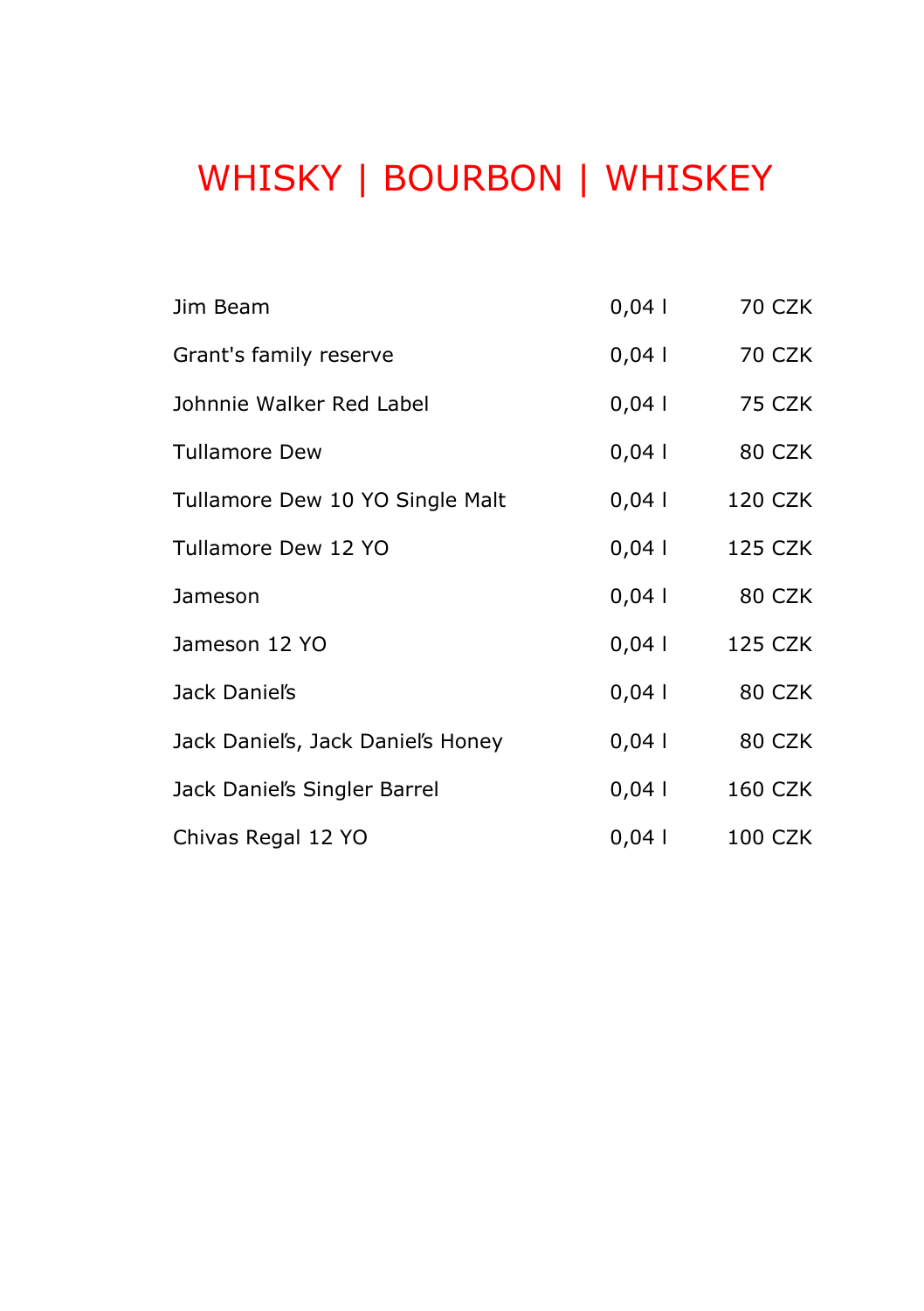# WHISKY | BOURBON | WHISKEY

| | | |
|---|---|---|
| Jim Beam | 0,04 l | 70 CZK |
| Grant's family reserve | 0,04 l | 70 CZK |
| Johnnie Walker Red Label | 0,04 l | 75 CZK |
| Tullamore Dew | 0,04 l | 80 CZK |
| Tullamore Dew 10 YO Single Malt | 0,04 l | 120 CZK |
| Tullamore Dew 12 YO | 0,04 l | 125 CZK |
| Jameson | 0,04 l | 80 CZK |
| Jameson 12 YO | 0,04 l | 125 CZK |
| Jack Daniel's | 0,04 l | 80 CZK |
| Jack Daniel's, Jack Daniel's Honey | 0,04 l | 80 CZK |
| Jack Daniel's Singler Barrel | 0,04 l | 160 CZK |
| Chivas Regal 12 YO | 0,04 l | 100 CZK |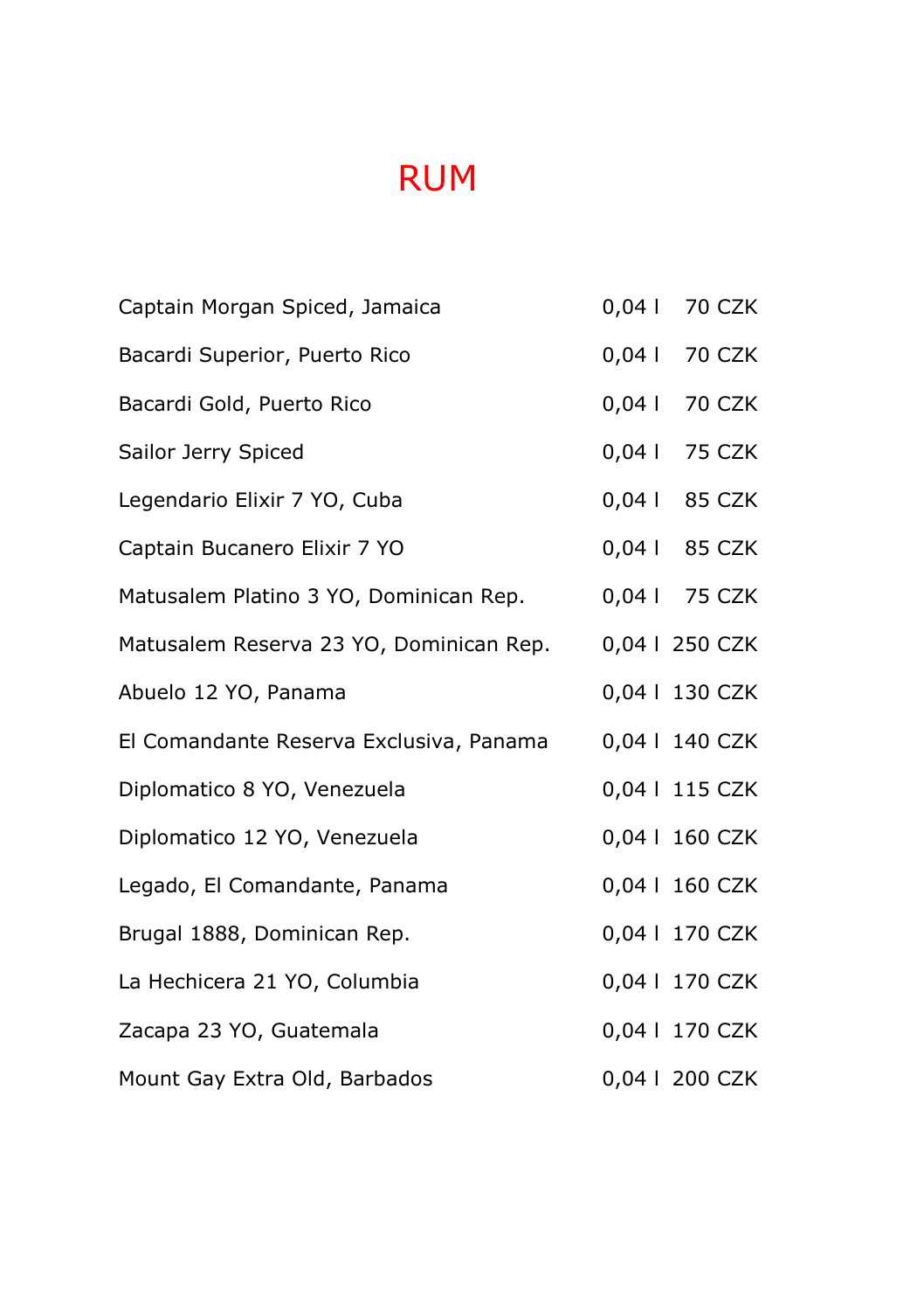# RUM

| | | |
|---|---|---|
| Captain Morgan Spiced, Jamaica | 0,04 l | 70 CZK |
| Bacardi Superior, Puerto Rico | 0,04 l | 70 CZK |
| Bacardi Gold, Puerto Rico | 0,04 l | 70 CZK |
| Sailor Jerry Spiced | 0,04 l | 75 CZK |
| Legendario Elixir 7 YO, Cuba | 0,04 l | 85 CZK |
| Captain Bucanero Elixir 7 YO | 0,04 l | 85 CZK |
| Matusalem Platino 3 YO, Dominican Rep. | 0,04 l | 75 CZK |
| Matusalem Reserva 23 YO, Dominican Rep. | 0,04 l | 250 CZK |
| Abuelo 12 YO, Panama | 0,04 l | 130 CZK |
| El Comandante Reserva Exclusiva, Panama | 0,04 l | 140 CZK |
| Diplomatico 8 YO, Venezuela | 0,04 l | 115 CZK |
| Diplomatico 12 YO, Venezuela | 0,04 l | 160 CZK |
| Legado, El Comandante, Panama | 0,04 l | 160 CZK |
| Brugal 1888, Dominican Rep. | 0,04 l | 170 CZK |
| La Hechicera 21 YO, Columbia | 0,04 l | 170 CZK |
| Zacapa 23 YO, Guatemala | 0,04 l | 170 CZK |
| Mount Gay Extra Old, Barbados | 0,04 l | 200 CZK |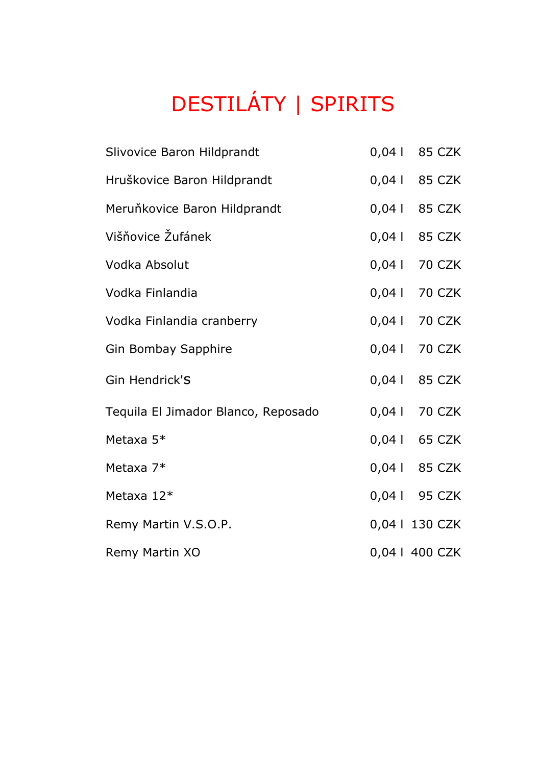# DESTILÁTY | SPIRITS

| | | |
|---|---|---|
| Slivovice Baron Hildprandt | 0,04 l | 85 CZK |
| Hruškovice Baron Hildprandt | 0,04 l | 85 CZK |
| Meruňkovice Baron Hildprandt | 0,04 l | 85 CZK |
| Višňovice Žufánek | 0,04 l | 85 CZK |
| Vodka Absolut | 0,04 l | 70 CZK |
| Vodka Finlandia | 0,04 l | 70 CZK |
| Vodka Finlandia cranberry | 0,04 l | 70 CZK |
| Gin Bombay Sapphire | 0,04 l | 70 CZK |
| Gin Hendrick'S | 0,04 l | 85 CZK |
| Tequila El Jimador Blanco, Reposado | 0,04 l | 70 CZK |
| Metaxa 5* | 0,04 l | 65 CZK |
| Metaxa 7* | 0,04 l | 85 CZK |
| Metaxa 12* | 0,04 l | 95 CZK |
| Remy Martin V.S.O.P. | 0,04 l | 130 CZK |
| Remy Martin XO | 0,04 l | 400 CZK |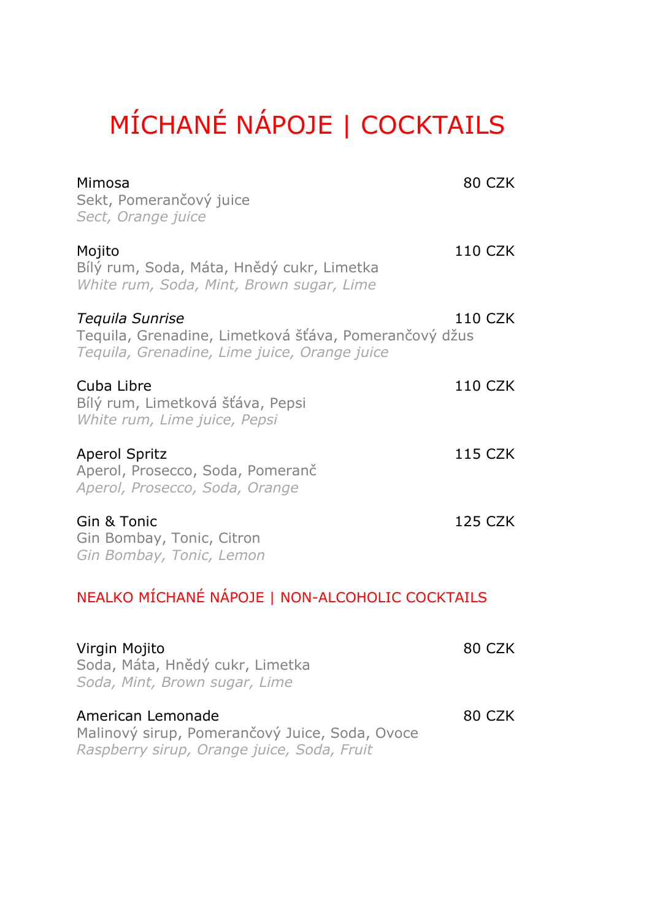# MÍCHANÉ NÁPOJE | COCKTAILS

Mimosa 80 CZK
Sekt, Pomerančový juice
*Sect, Orange juice*

Mojito 110 CZK
Bílý rum, Soda, Máta, Hnědý cukr, Limetka
*White rum, Soda, Mint, Brown sugar, Lime*

*Tequila Sunrise* 110 CZK
Tequila, Grenadine, Limetková šťáva, Pomerančový džus
*Tequila, Grenadine, Lime juice, Orange juice*

Cuba Libre 110 CZK
Bílý rum, Limetková šťáva, Pepsi
*White rum, Lime juice, Pepsi*

Aperol Spritz 115 CZK
Aperol, Prosecco, Soda, Pomeranč
*Aperol, Prosecco, Soda, Orange*

Gin & Tonic 125 CZK
Gin Bombay, Tonic, Citron
*Gin Bombay, Tonic, Lemon*

## NEALKO MÍCHANÉ NÁPOJE | NON-ALCOHOLIC COCKTAILS

Virgin Mojito 80 CZK
Soda, Máta, Hnědý cukr, Limetka
*Soda, Mint, Brown sugar, Lime*

American Lemonade 80 CZK
Malinový sirup, Pomerančový Juice, Soda, Ovoce
*Raspberry sirup, Orange juice, Soda, Fruit*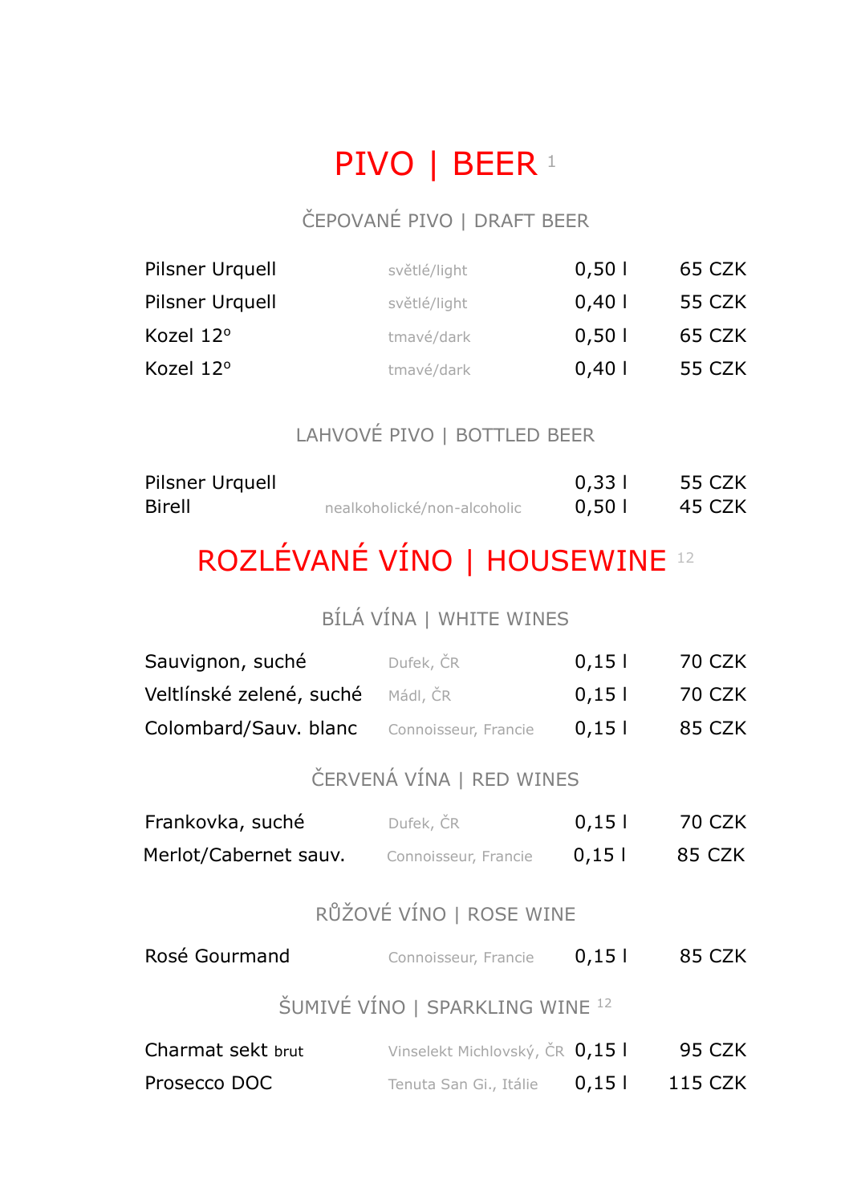# PIVO | BEER [1]

## ČEPOVANÉ PIVO | DRAFT BEER

| | | | |
|---|---|---|---|
| Pilsner Urquell | světlé/light | 0,50 l | 65 CZK |
| Pilsner Urquell | světlé/light | 0,40 l | 55 CZK |
| Kozel 12° | tmavé/dark | 0,50 l | 65 CZK |
| Kozel 12° | tmavé/dark | 0,40 l | 55 CZK |

## LAHVOVÉ PIVO | BOTTLED BEER

| | | | |
|---|---|---|---|
| Pilsner Urquell | | 0,33 l | 55 CZK |
| Birell | nealkoholické/non-alcoholic | 0,50 l | 45 CZK |

# ROZLÉVANÉ VÍNO | HOUSEWINE [12]

## BÍLÁ VÍNA | WHITE WINES

| | | | |
|---|---|---|---|
| Sauvignon, suché | Dufek, ČR | 0,15 l | 70 CZK |
| Veltlínské zelené, suché | Mádl, ČR | 0,15 l | 70 CZK |
| Colombard/Sauv. blanc | Connoisseur, Francie | 0,15 l | 85 CZK |

## ČERVENÁ VÍNA | RED WINES

| | | | |
|---|---|---|---|
| Frankovka, suché | Dufek, ČR | 0,15 l | 70 CZK |
| Merlot/Cabernet sauv. | Connoisseur, Francie | 0,15 l | 85 CZK |

## RŮŽOVÉ VÍNO | ROSE WINE

| | | | |
|---|---|---|---|
| Rosé Gourmand | Connoisseur, Francie | 0,15 l | 85 CZK |

## ŠUMIVÉ VÍNO | SPARKLING WINE [12]

| | | | |
|---|---|---|---|
| Charmat sekt brut | Vinselekt Michlovský, ČR | 0,15 l | 95 CZK |
| Prosecco DOC | Tenuta San Gi., Itálie | 0,15 l | 115 CZK |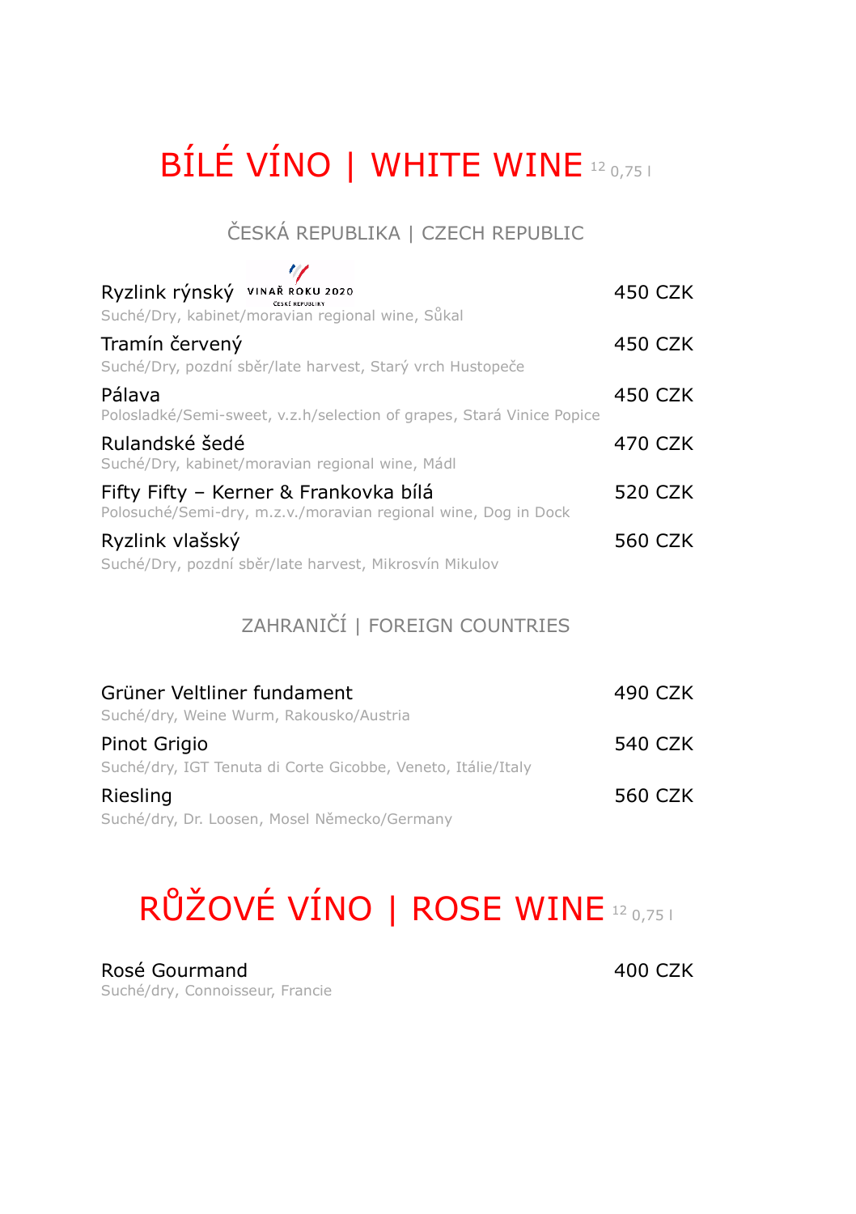# BÍLÉ VÍNO | WHITE WINE [12] 0,75 l

## ČESKÁ REPUBLIKA | CZECH REPUBLIC

Ryzlink rýnský VINAŘ ROKU 2020 ČESKÉ REPUBLIKY — 450 CZK
Suché/Dry, kabinet/moravian regional wine, Sůkal

Tramín červený — 450 CZK
Suché/Dry, pozdní sběr/late harvest, Starý vrch Hustopeče

Pálava — 450 CZK
Polosladké/Semi-sweet, v.z.h/selection of grapes, Stará Vinice Popice

Rulandské šedé — 470 CZK
Suché/Dry, kabinet/moravian regional wine, Mádl

Fifty Fifty – Kerner & Frankovka bílá — 520 CZK
Polosuché/Semi-dry, m.z.v./moravian regional wine, Dog in Dock

Ryzlink vlašský — 560 CZK
Suché/Dry, pozdní sběr/late harvest, Mikrosvín Mikulov

## ZAHRANIČÍ | FOREIGN COUNTRIES

Grüner Veltliner fundament — 490 CZK
Suché/dry, Weine Wurm, Rakousko/Austria

Pinot Grigio — 540 CZK
Suché/dry, IGT Tenuta di Corte Gicobbe, Veneto, Itálie/Italy

Riesling — 560 CZK
Suché/dry, Dr. Loosen, Mosel Německo/Germany

# RŮŽOVÉ VÍNO | ROSE WINE [12] 0,75 l

Rosé Gourmand — 400 CZK
Suché/dry, Connoisseur, Francie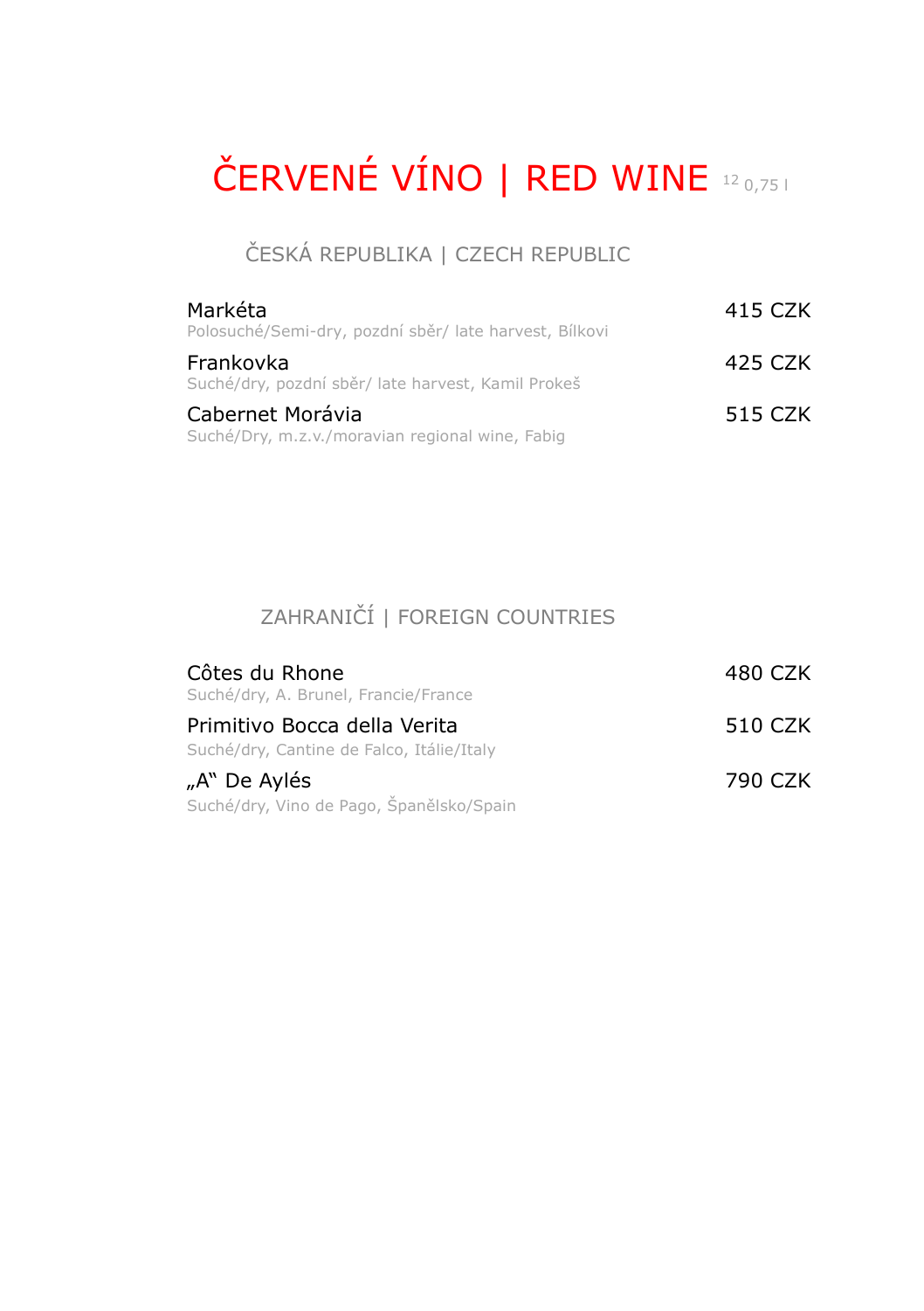# ČERVENÉ VÍNO | RED WINE [12] 0,75 l

## ČESKÁ REPUBLIKA | CZECH REPUBLIC

Markéta — 415 CZK
Polosuché/Semi-dry, pozdní sběr/ late harvest, Bílkovi

Frankovka — 425 CZK
Suché/dry, pozdní sběr/ late harvest, Kamil Prokeš

Cabernet Morávia — 515 CZK
Suché/Dry, m.z.v./moravian regional wine, Fabig

## ZAHRANIČÍ | FOREIGN COUNTRIES

Côtes du Rhone — 480 CZK
Suché/dry, A. Brunel, Francie/France

Primitivo Bocca della Verita — 510 CZK
Suché/dry, Cantine de Falco, Itálie/Italy

„A“ De Aylés — 790 CZK
Suché/dry, Vino de Pago, Španělsko/Spain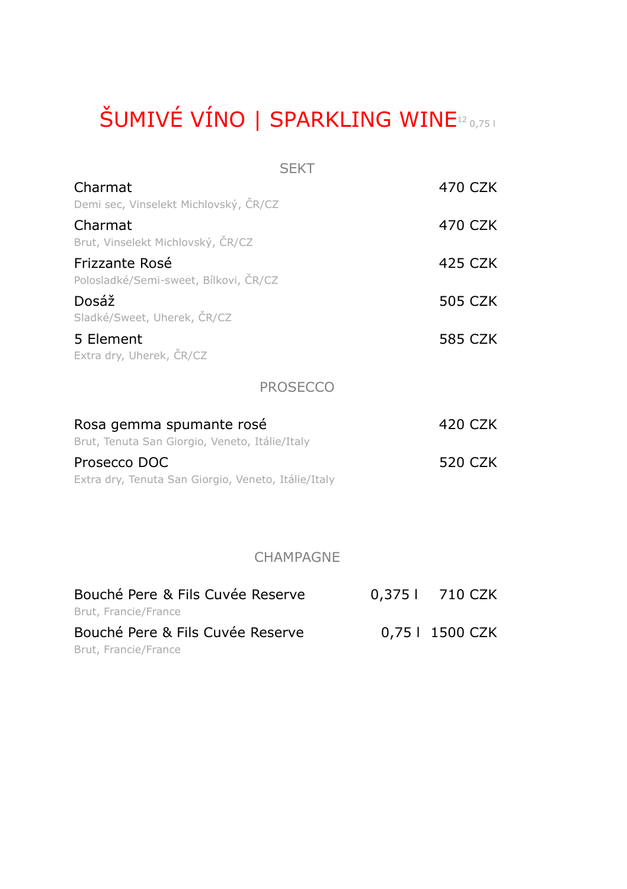# ŠUMIVÉ VÍNO | SPARKLING WINE[12] 0,75 l

## SEKT

**Charmat** — 470 CZK
Demi sec, Vinselekt Michlovský, ČR/CZ

**Charmat** — 470 CZK
Brut, Vinselekt Michlovský, ČR/CZ

**Frizzante Rosé** — 425 CZK
Polosladké/Semi-sweet, Bílkovi, ČR/CZ

**Dosáž** — 505 CZK
Sladké/Sweet, Uherek, ČR/CZ

**5 Element** — 585 CZK
Extra dry, Uherek, ČR/CZ

## PROSECCO

**Rosa gemma spumante rosé** — 420 CZK
Brut, Tenuta San Giorgio, Veneto, Itálie/Italy

**Prosecco DOC** — 520 CZK
Extra dry, Tenuta San Giorgio, Veneto, Itálie/Italy

## CHAMPAGNE

**Bouché Pere & Fils Cuvée Reserve** — 0,375 l — 710 CZK
Brut, Francie/France

**Bouché Pere & Fils Cuvée Reserve** — 0,75 l — 1500 CZK
Brut, Francie/France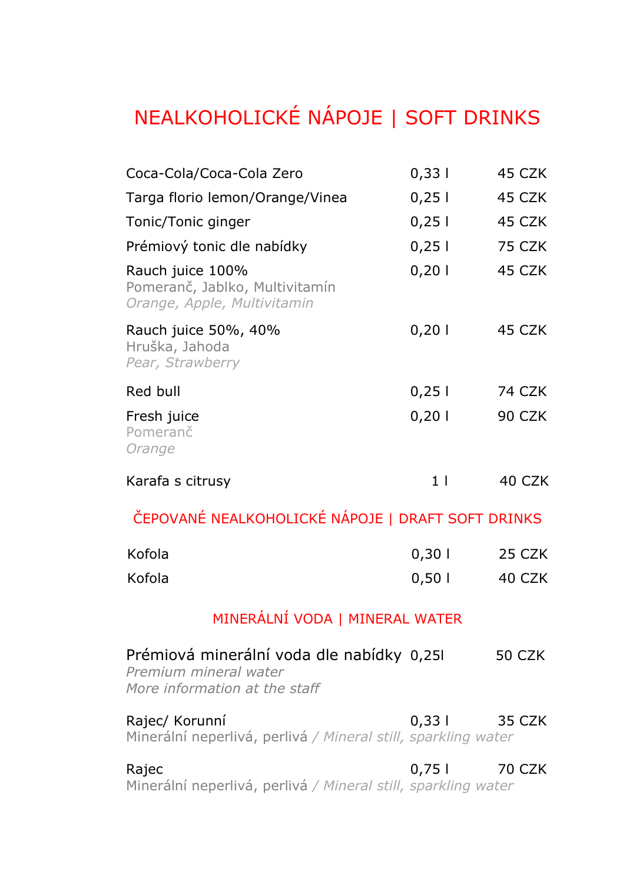# NEALKOHOLICKÉ NÁPOJE | SOFT DRINKS

| | | |
|---|---|---|
| Coca-Cola/Coca-Cola Zero | 0,33 l | 45 CZK |
| Targa florio lemon/Orange/Vinea | 0,25 l | 45 CZK |
| Tonic/Tonic ginger | 0,25 l | 45 CZK |
| Prémiový tonic dle nabídky | 0,25 l | 75 CZK |
| Rauch juice 100%<br>Pomeranč, Jablko, Multivitamín<br>*Orange, Apple, Multivitamin* | 0,20 l | 45 CZK |
| Rauch juice 50%, 40%<br>Hruška, Jahoda<br>*Pear, Strawberry* | 0,20 l | 45 CZK |
| Red bull | 0,25 l | 74 CZK |
| Fresh juice<br>Pomeranč<br>*Orange* | 0,20 l | 90 CZK |
| Karafa s citrusy | 1 l | 40 CZK |

## ČEPOVANÉ NEALKOHOLICKÉ NÁPOJE | DRAFT SOFT DRINKS

| | | |
|---|---|---|
| Kofola | 0,30 l | 25 CZK |
| Kofola | 0,50 l | 40 CZK |

## MINERÁLNÍ VODA | MINERAL WATER

| | | |
|---|---|---|
| Prémiová minerální voda dle nabídky<br>*Premium mineral water*<br>*More information at the staff* | 0,25l | 50 CZK |
| Rajec/ Korunní<br>Minerální neperlivá, perlivá / *Mineral still, sparkling water* | 0,33 l | 35 CZK |
| Rajec<br>Minerální neperlivá, perlivá / *Mineral still, sparkling water* | 0,75 l | 70 CZK |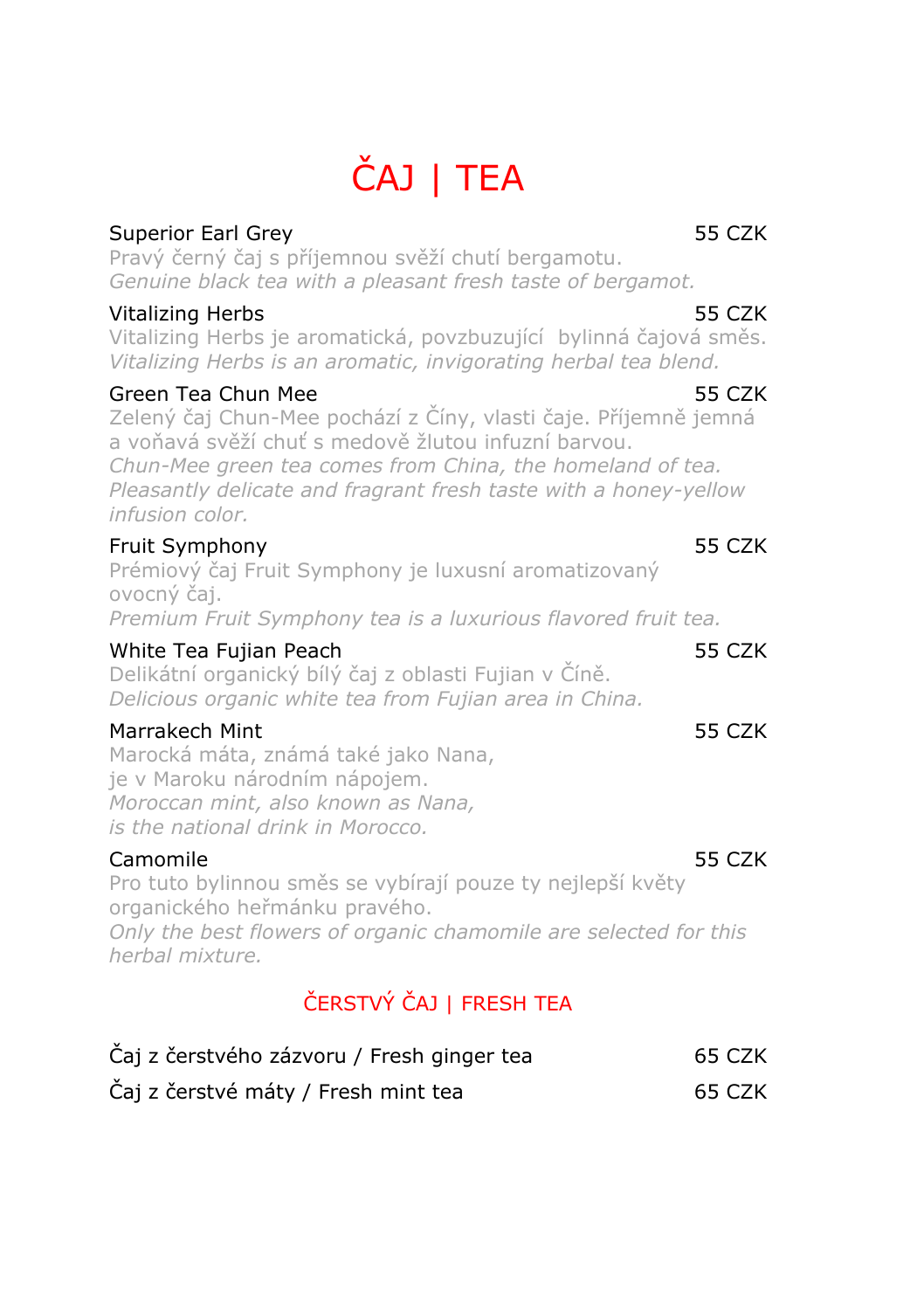# ČAJ | TEA

Superior Earl Grey — 55 CZK

Pravý černý čaj s příjemnou svěží chutí bergamotu.
*Genuine black tea with a pleasant fresh taste of bergamot.*

Vitalizing Herbs — 55 CZK

Vitalizing Herbs je aromatická, povzbuzující bylinná čajová směs.
*Vitalizing Herbs is an aromatic, invigorating herbal tea blend.*

Green Tea Chun Mee — 55 CZK

Zelený čaj Chun-Mee pochází z Číny, vlasti čaje. Příjemně jemná a voňavá svěží chuť s medově žlutou infuzní barvou.
*Chun-Mee green tea comes from China, the homeland of tea. Pleasantly delicate and fragrant fresh taste with a honey-yellow infusion color.*

Fruit Symphony — 55 CZK

Prémiový čaj Fruit Symphony je luxusní aromatizovaný ovocný čaj.
*Premium Fruit Symphony tea is a luxurious flavored fruit tea.*

White Tea Fujian Peach — 55 CZK

Delikátní organický bílý čaj z oblasti Fujian v Číně.
*Delicious organic white tea from Fujian area in China.*

Marrakech Mint — 55 CZK

Marocká máta, známá také jako Nana, je v Maroku národním nápojem.
*Moroccan mint, also known as Nana, is the national drink in Morocco.*

Camomile — 55 CZK

Pro tuto bylinnou směs se vybírají pouze ty nejlepší květy organického heřmánku pravého.
*Only the best flowers of organic chamomile are selected for this herbal mixture.*

## ČERSTVÝ ČAJ | FRESH TEA

Čaj z čerstvého zázvoru / Fresh ginger tea — 65 CZK

Čaj z čerstvé máty / Fresh mint tea — 65 CZK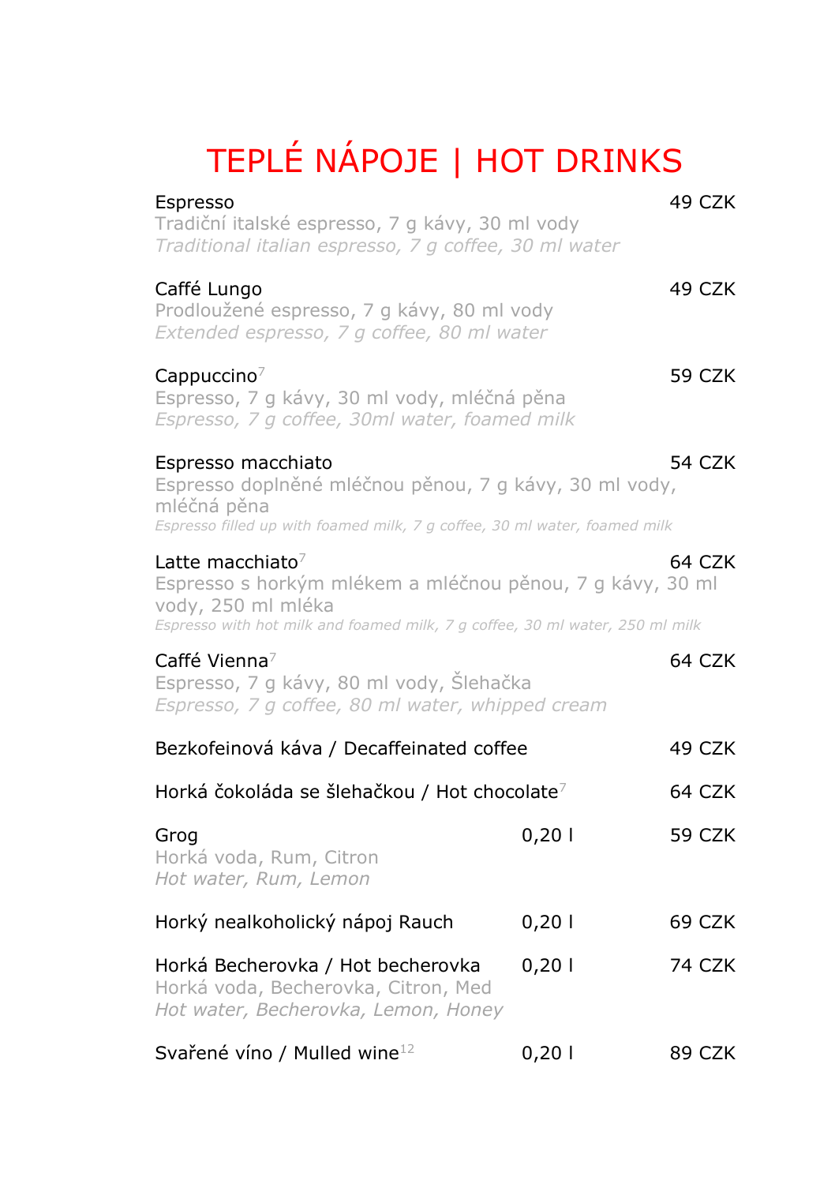# TEPLÉ NÁPOJE | HOT DRINKS

**Espresso** — 49 CZK
Tradiční italské espresso, 7 g kávy, 30 ml vody
*Traditional italian espresso, 7 g coffee, 30 ml water*

**Caffé Lungo** — 49 CZK
Prodloužené espresso, 7 g kávy, 80 ml vody
*Extended espresso, 7 g coffee, 80 ml water*

**Cappuccino**[7] — 59 CZK
Espresso, 7 g kávy, 30 ml vody, mléčná pěna
*Espresso, 7 g coffee, 30ml water, foamed milk*

**Espresso macchiato** — 54 CZK
Espresso doplněné mléčnou pěnou, 7 g kávy, 30 ml vody, mléčná pěna
*Espresso filled up with foamed milk, 7 g coffee, 30 ml water, foamed milk*

**Latte macchiato**[7] — 64 CZK
Espresso s horkým mlékem a mléčnou pěnou, 7 g kávy, 30 ml vody, 250 ml mléka
*Espresso with hot milk and foamed milk, 7 g coffee, 30 ml water, 250 ml milk*

**Caffé Vienna**[7] — 64 CZK
Espresso, 7 g kávy, 80 ml vody, Šlehačka
*Espresso, 7 g coffee, 80 ml water, whipped cream*

**Bezkofeinová káva / Decaffeinated coffee** — 49 CZK

**Horká čokoláda se šlehačkou / Hot chocolate**[7] — 64 CZK

**Grog** — 0,20 l — 59 CZK
Horká voda, Rum, Citron
*Hot water, Rum, Lemon*

**Horký nealkoholický nápoj Rauch** — 0,20 l — 69 CZK

**Horká Becherovka / Hot becherovka** — 0,20 l — 74 CZK
Horká voda, Becherovka, Citron, Med
*Hot water, Becherovka, Lemon, Honey*

**Svařené víno / Mulled wine**[12] — 0,20 l — 89 CZK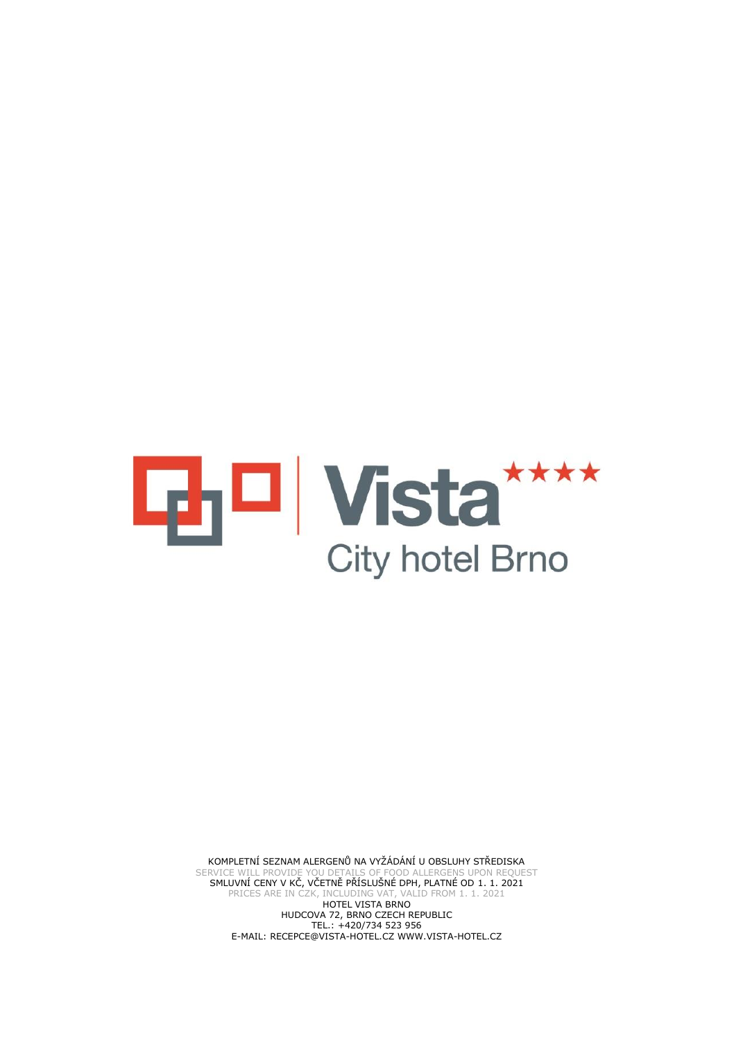Vista ★★★★

City hotel Brno

KOMPLETNÍ SEZNAM ALERGENŮ NA VYŽÁDÁNÍ U OBSLUHY STŘEDISKA

SERVICE WILL PROVIDE YOU DETAILS OF FOOD ALLERGENS UPON REQUEST

SMLUVNÍ CENY V KČ, VČETNĚ PŘÍSLUŠNÉ DPH, PLATNÉ OD 1. 1. 2021

PRICES ARE IN CZK, INCLUDING VAT, VALID FROM 1. 1. 2021

HOTEL VISTA BRNO

HUDCOVA 72, BRNO CZECH REPUBLIC

TEL.: +420/734 523 956

E-MAIL: RECEPCE@VISTA-HOTEL.CZ WWW.VISTA-HOTEL.CZ